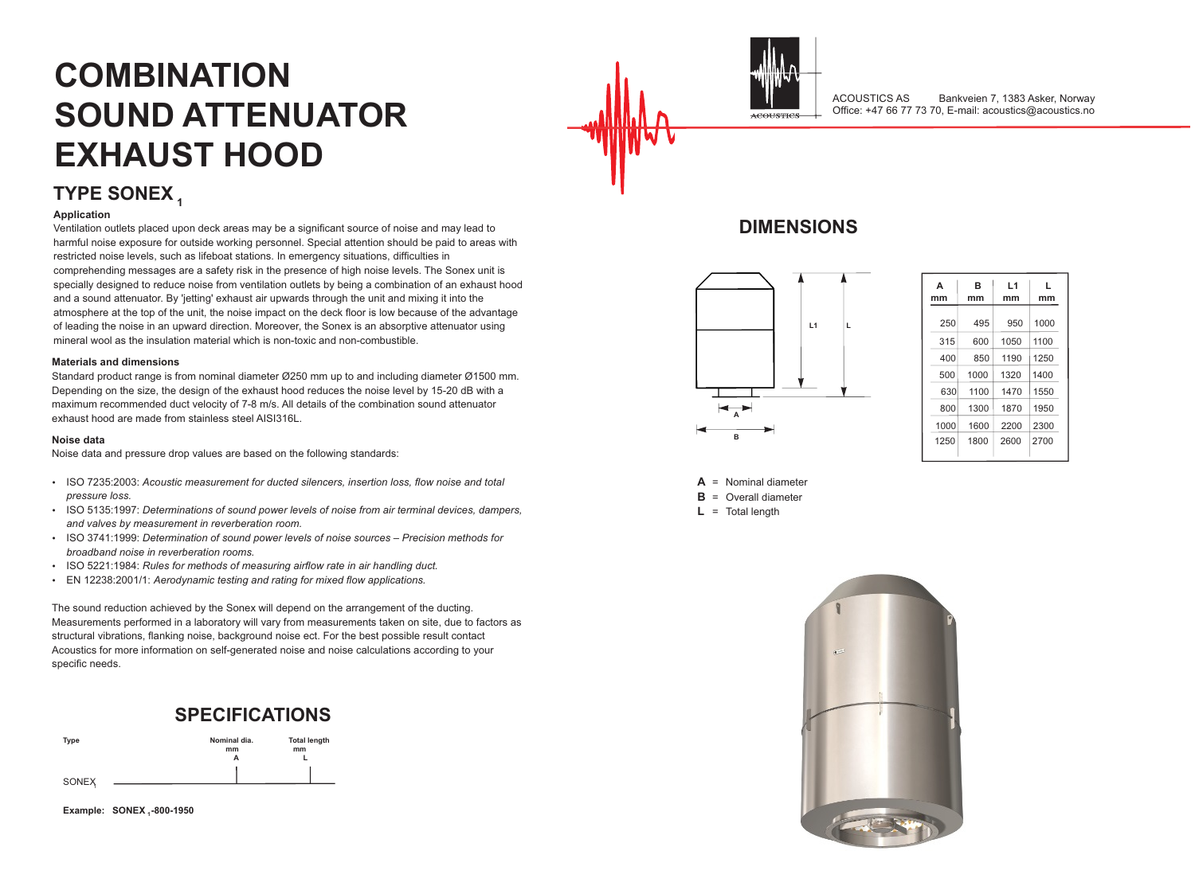# COMBINATION SOUND ATTENUATOR EXHAUST HOOD

## TYPE SONEX $_1$

ACOUSTICS AS Bankveien 7, 1383 Asker, Norway
Office: +47 66 77 73 70, E-mail: acoustics@acoustics.no

### Application

Ventilation outlets placed upon deck areas may be a significant source of noise and may lead to harmful noise exposure for outside working personnel. Special attention should be paid to areas with restricted noise levels, such as lifeboat stations. In emergency situations, difficulties in comprehending messages are a safety risk in the presence of high noise levels. The Sonex unit is specially designed to reduce noise from ventilation outlets by being a combination of an exhaust hood and a sound attenuator. By 'jetting' exhaust air upwards through the unit and mixing it into the atmosphere at the top of the unit, the noise impact on the deck floor is low because of the advantage of leading the noise in an upward direction. Moreover, the Sonex is an absorptive attenuator using mineral wool as the insulation material which is non-toxic and non-combustible.

### Materials and dimensions

Standard product range is from nominal diameter Ø250 mm up to and including diameter Ø1500 mm. Depending on the size, the design of the exhaust hood reduces the noise level by 15-20 dB with a maximum recommended duct velocity of 7-8 m/s. All details of the combination sound attenuator exhaust hood are made from stainless steel AISI316L.

### Noise data

Noise data and pressure drop values are based on the following standards:

- ISO 7235:2003: *Acoustic measurement for ducted silencers, insertion loss, flow noise and total pressure loss.*
- ISO 5135:1997: *Determinations of sound power levels of noise from air terminal devices, dampers, and valves by measurement in reverberation room.*
- ISO 3741:1999: *Determination of sound power levels of noise sources – Precision methods for broadband noise in reverberation rooms.*
- ISO 5221:1984: *Rules for methods of measuring airflow rate in air handling duct.*
- EN 12238:2001/1: *Aerodynamic testing and rating for mixed flow applications.*

The sound reduction achieved by the Sonex will depend on the arrangement of the ducting. Measurements performed in a laboratory will vary from measurements taken on site, due to factors as structural vibrations, flanking noise, background noise ect. For the best possible result contact Acoustics for more information on self-generated noise and noise calculations according to your specific needs.

## SPECIFICATIONS

| Type | Nominal dia. mm A | Total length mm L |
|---|---|---|
| SONEX$_1$ | | |

**Example: SONEX $_1$-800-1950**

## DIMENSIONS

| A mm | B mm | L1 mm | L mm |
|---|---|---|---|
| 250 | 495 | 950 | 1000 |
| 315 | 600 | 1050 | 1100 |
| 400 | 850 | 1190 | 1250 |
| 500 | 1000 | 1320 | 1400 |
| 630 | 1100 | 1470 | 1550 |
| 800 | 1300 | 1870 | 1950 |
| 1000 | 1600 | 2200 | 2300 |
| 1250 | 1800 | 2600 | 2700 |

**A** = Nominal diameter
**B** = Overall diameter
**L** = Total length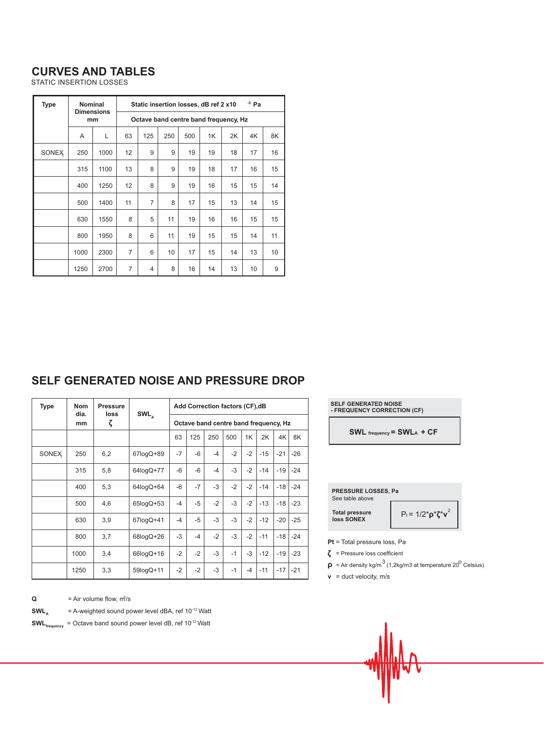## CURVES AND TABLES

STATIC INSERTION LOSSES

| Type | Nominal Dimensions mm | | Static insertion losses, dB ref 2 x10$^{-5}$ Pa | | | | | | | |
|---|---|---|---|---|---|---|---|---|---|---|
| | | | Octave band centre band frequency, Hz | | | | | | | |
| | A | L | 63 | 125 | 250 | 500 | 1K | 2K | 4K | 8K |
| SONEX | 250 | 1000 | 12 | 9 | 9 | 19 | 19 | 18 | 17 | 16 |
| | 315 | 1100 | 13 | 8 | 9 | 19 | 18 | 17 | 16 | 15 |
| | 400 | 1250 | 12 | 8 | 9 | 19 | 16 | 15 | 15 | 14 |
| | 500 | 1400 | 11 | 7 | 8 | 17 | 15 | 13 | 14 | 15 |
| | 630 | 1550 | 8 | 5 | 11 | 19 | 16 | 16 | 15 | 15 |
| | 800 | 1950 | 8 | 6 | 11 | 19 | 15 | 15 | 14 | 11 |
| | 1000 | 2300 | 7 | 6 | 10 | 17 | 15 | 14 | 13 | 10 |
| | 1250 | 2700 | 7 | 4 | 8 | 16 | 14 | 13 | 10 | 9 |

## SELF GENERATED NOISE AND PRESSURE DROP

| Type | Nom dia. mm | Pressure loss ζ | $SWL_A$ | Add Correction factors (CF),dB | | | | | | | |
|---|---|---|---|---|---|---|---|---|---|---|---|
| | | | | Octave band centre band frequency, Hz | | | | | | | |
| | | | | 63 | 125 | 250 | 500 | 1K | 2K | 4K | 8K |
| SONEX | 250 | 6,2 | 67logQ+89 | -7 | -6 | -4 | -2 | -2 | -15 | -21 | -26 |
| | 315 | 5,8 | 64logQ+77 | -6 | -6 | -4 | -3 | -2 | -14 | -19 | -24 |
| | 400 | 5,3 | 64logQ+64 | -6 | -7 | -3 | -2 | -2 | -14 | -18 | -24 |
| | 500 | 4,6 | 65logQ+53 | -4 | -5 | -2 | -3 | -2 | -13 | -18 | -23 |
| | 630 | 3,9 | 67logQ+41 | -4 | -5 | -3 | -3 | -2 | -12 | -20 | -25 |
| | 800 | 3,7 | 68logQ+26 | -3 | -4 | -2 | -3 | -2 | -11 | -18 | -24 |
| | 1000 | 3,4 | 66logQ+16 | -2 | -2 | -3 | -1 | -3 | -12 | -19 | -23 |
| | 1250 | 3,3 | 59logQ+11 | -2 | -2 | -3 | -1 | -4 | -11 | -17 | -21 |

**Q** = Air volume flow, m$^3$/s

**$SWL_A$** = A-weighted sound power level dBA, ref $10^{-12}$ Watt

**$SWL_{frequency}$** = Octave band sound power level dB, ref $10^{-12}$ Watt

**SELF GENERATED NOISE - FREQUENCY CORRECTION (CF)**

$$SWL_{frequency} = SWL_A + CF$$

**PRESSURE LOSSES, Pa**

See table above

**Total pressure loss SONEX**

$$P_t = 1/2 * \rho * \zeta * v^2$$

**Pt** = Total pressure loss, Pa

**ζ** = Pressure loss coefficient

**ρ** = Air density kg/m$^3$ (1,2kg/m3 at temperature 20$^{O}$ Celsius)

**v** = duct velocity, m/s